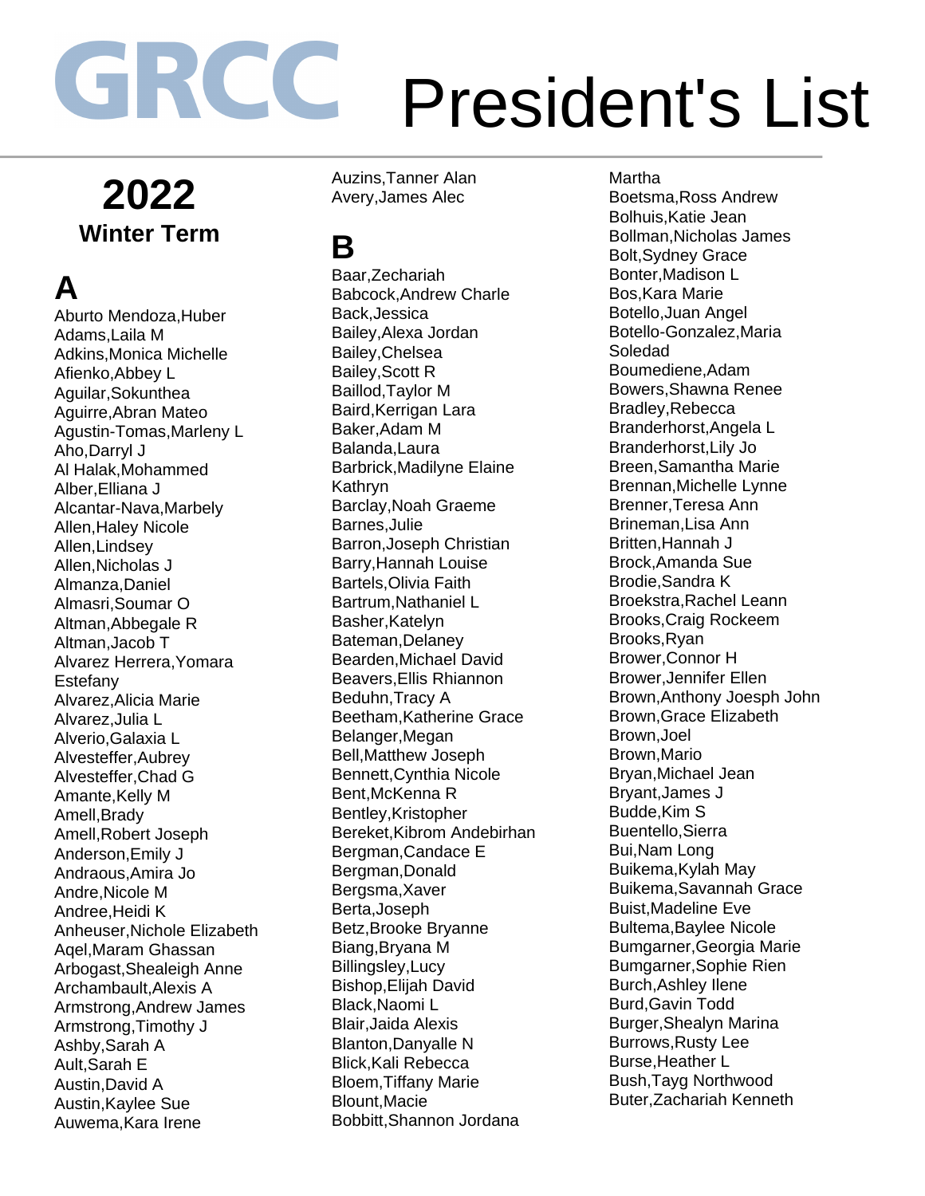# GRCC President's List

## 2022
### Winter Term

## A

Aburto Mendoza,Huber
Adams,Laila M
Adkins,Monica Michelle
Afienko,Abbey L
Aguilar,Sokunthea
Aguirre,Abran Mateo
Agustin-Tomas,Marleny L
Aho,Darryl J
Al Halak,Mohammed
Alber,Elliana J
Alcantar-Nava,Marbely
Allen,Haley Nicole
Allen,Lindsey
Allen,Nicholas J
Almanza,Daniel
Almasri,Soumar O
Altman,Abbegale R
Altman,Jacob T
Alvarez Herrera,Yomara Estefany
Alvarez,Alicia Marie
Alvarez,Julia L
Alverio,Galaxia L
Alvesteffer,Aubrey
Alvesteffer,Chad G
Amante,Kelly M
Amell,Brady
Amell,Robert Joseph
Anderson,Emily J
Andraous,Amira Jo
Andre,Nicole M
Andree,Heidi K
Anheuser,Nichole Elizabeth
Aqel,Maram Ghassan
Arbogast,Shealeigh Anne
Archambault,Alexis A
Armstrong,Andrew James
Armstrong,Timothy J
Ashby,Sarah A
Ault,Sarah E
Austin,David A
Austin,Kaylee Sue
Auwema,Kara Irene
Auzins,Tanner Alan
Avery,James Alec

## B

Baar,Zechariah
Babcock,Andrew Charle
Back,Jessica
Bailey,Alexa Jordan
Bailey,Chelsea
Bailey,Scott R
Baillod,Taylor M
Baird,Kerrigan Lara
Baker,Adam M
Balanda,Laura
Barbrick,Madilyne Elaine Kathryn
Barclay,Noah Graeme
Barnes,Julie
Barron,Joseph Christian
Barry,Hannah Louise
Bartels,Olivia Faith
Bartrum,Nathaniel L
Basher,Katelyn
Bateman,Delaney
Bearden,Michael David
Beavers,Ellis Rhiannon
Beduhn,Tracy A
Beetham,Katherine Grace
Belanger,Megan
Bell,Matthew Joseph
Bennett,Cynthia Nicole
Bent,McKenna R
Bentley,Kristopher
Bereket,Kibrom Andebirhan
Bergman,Candace E
Bergman,Donald
Bergsma,Xaver
Berta,Joseph
Betz,Brooke Bryanne
Biang,Bryana M
Billingsley,Lucy
Bishop,Elijah David
Black,Naomi L
Blair,Jaida Alexis
Blanton,Danyalle N
Blick,Kali Rebecca
Bloem,Tiffany Marie
Blount,Macie
Bobbitt,Shannon Jordana Martha
Boetsma,Ross Andrew
Bolhuis,Katie Jean
Bollman,Nicholas James
Bolt,Sydney Grace
Bonter,Madison L
Bos,Kara Marie
Botello,Juan Angel
Botello-Gonzalez,Maria Soledad
Boumediene,Adam
Bowers,Shawna Renee
Bradley,Rebecca
Branderhorst,Angela L
Branderhorst,Lily Jo
Breen,Samantha Marie
Brennan,Michelle Lynne
Brenner,Teresa Ann
Brineman,Lisa Ann
Britten,Hannah J
Brock,Amanda Sue
Brodie,Sandra K
Broekstra,Rachel Leann
Brooks,Craig Rockeem
Brooks,Ryan
Brower,Connor H
Brower,Jennifer Ellen
Brown,Anthony Joesph John
Brown,Grace Elizabeth
Brown,Joel
Brown,Mario
Bryan,Michael Jean
Bryant,James J
Budde,Kim S
Buentello,Sierra
Bui,Nam Long
Buikema,Kylah May
Buikema,Savannah Grace
Buist,Madeline Eve
Bultema,Baylee Nicole
Bumgarner,Georgia Marie
Bumgarner,Sophie Rien
Burch,Ashley Ilene
Burd,Gavin Todd
Burger,Shealyn Marina
Burrows,Rusty Lee
Burse,Heather L
Bush,Tayg Northwood
Buter,Zachariah Kenneth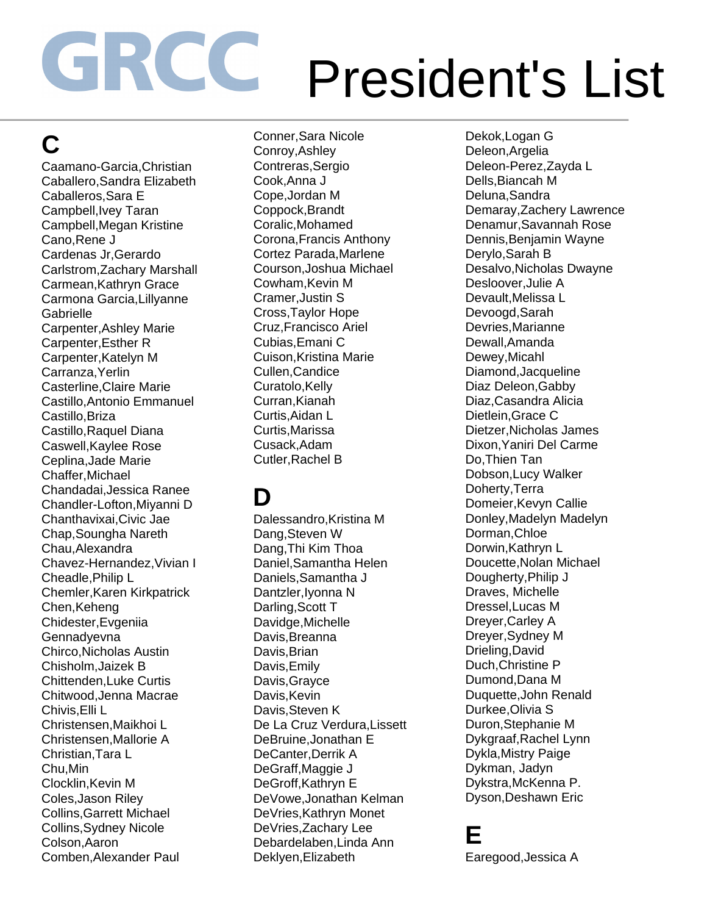# GRCC President's List

## C

Caamano-Garcia,Christian
Caballero,Sandra Elizabeth
Caballeros,Sara E
Campbell,Ivey Taran
Campbell,Megan Kristine
Cano,Rene J
Cardenas Jr,Gerardo
Carlstrom,Zachary Marshall
Carmean,Kathryn Grace
Carmona Garcia,Lillyanne Gabrielle
Carpenter,Ashley Marie
Carpenter,Esther R
Carpenter,Katelyn M
Carranza,Yerlin
Casterline,Claire Marie
Castillo,Antonio Emmanuel
Castillo,Briza
Castillo,Raquel Diana
Caswell,Kaylee Rose
Ceplina,Jade Marie
Chaffer,Michael
Chandadai,Jessica Ranee
Chandler-Lofton,Miyanni D
Chanthavixai,Civic Jae
Chap,Soungha Nareth
Chau,Alexandra
Chavez-Hernandez,Vivian I
Cheadle,Philip L
Chemler,Karen Kirkpatrick
Chen,Keheng
Chidester,Evgeniia Gennadyevna
Chirco,Nicholas Austin
Chisholm,Jaizek B
Chittenden,Luke Curtis
Chitwood,Jenna Macrae
Chivis,Elli L
Christensen,Maikhoi L
Christensen,Mallorie A
Christian,Tara L
Chu,Min
Clocklin,Kevin M
Coles,Jason Riley
Collins,Garrett Michael
Collins,Sydney Nicole
Colson,Aaron
Comben,Alexander Paul
Conner,Sara Nicole
Conroy,Ashley
Contreras,Sergio
Cook,Anna J
Cope,Jordan M
Coppock,Brandt
Coralic,Mohamed
Corona,Francis Anthony
Cortez Parada,Marlene
Courson,Joshua Michael
Cowham,Kevin M
Cramer,Justin S
Cross,Taylor Hope
Cruz,Francisco Ariel
Cubias,Emani C
Cuison,Kristina Marie
Cullen,Candice
Curatolo,Kelly
Curran,Kianah
Curtis,Aidan L
Curtis,Marissa
Cusack,Adam
Cutler,Rachel B

## D

Dalessandro,Kristina M
Dang,Steven W
Dang,Thi Kim Thoa
Daniel,Samantha Helen
Daniels,Samantha J
Dantzler,Iyonna N
Darling,Scott T
Davidge,Michelle
Davis,Breanna
Davis,Brian
Davis,Emily
Davis,Grayce
Davis,Kevin
Davis,Steven K
De La Cruz Verdura,Lissett
DeBruine,Jonathan E
DeCanter,Derrik A
DeGraff,Maggie J
DeGroff,Kathryn E
DeVowe,Jonathan Kelman
DeVries,Kathryn Monet
DeVries,Zachary Lee
Debardelaben,Linda Ann
Deklyen,Elizabeth
Dekok,Logan G
Deleon,Argelia
Deleon-Perez,Zayda L
Dells,Biancah M
Deluna,Sandra
Demaray,Zachery Lawrence
Denamur,Savannah Rose
Dennis,Benjamin Wayne
Derylo,Sarah B
Desalvo,Nicholas Dwayne
Desloover,Julie A
Devault,Melissa L
Devoogd,Sarah
Devries,Marianne
Dewall,Amanda
Dewey,Micahl
Diamond,Jacqueline
Diaz Deleon,Gabby
Diaz,Casandra Alicia
Dietlein,Grace C
Dietzer,Nicholas James
Dixon,Yaniri Del Carme
Do,Thien Tan
Dobson,Lucy Walker
Doherty,Terra
Domeier,Kevyn Callie
Donley,Madelyn Madelyn
Dorman,Chloe
Dorwin,Kathryn L
Doucette,Nolan Michael
Dougherty,Philip J
Draves, Michelle
Dressel,Lucas M
Dreyer,Carley A
Dreyer,Sydney M
Drieling,David
Duch,Christine P
Dumond,Dana M
Duquette,John Renald
Durkee,Olivia S
Duron,Stephanie M
Dykgraaf,Rachel Lynn
Dykla,Mistry Paige
Dykman, Jadyn
Dykstra,McKenna P.
Dyson,Deshawn Eric

## E

Earegood,Jessica A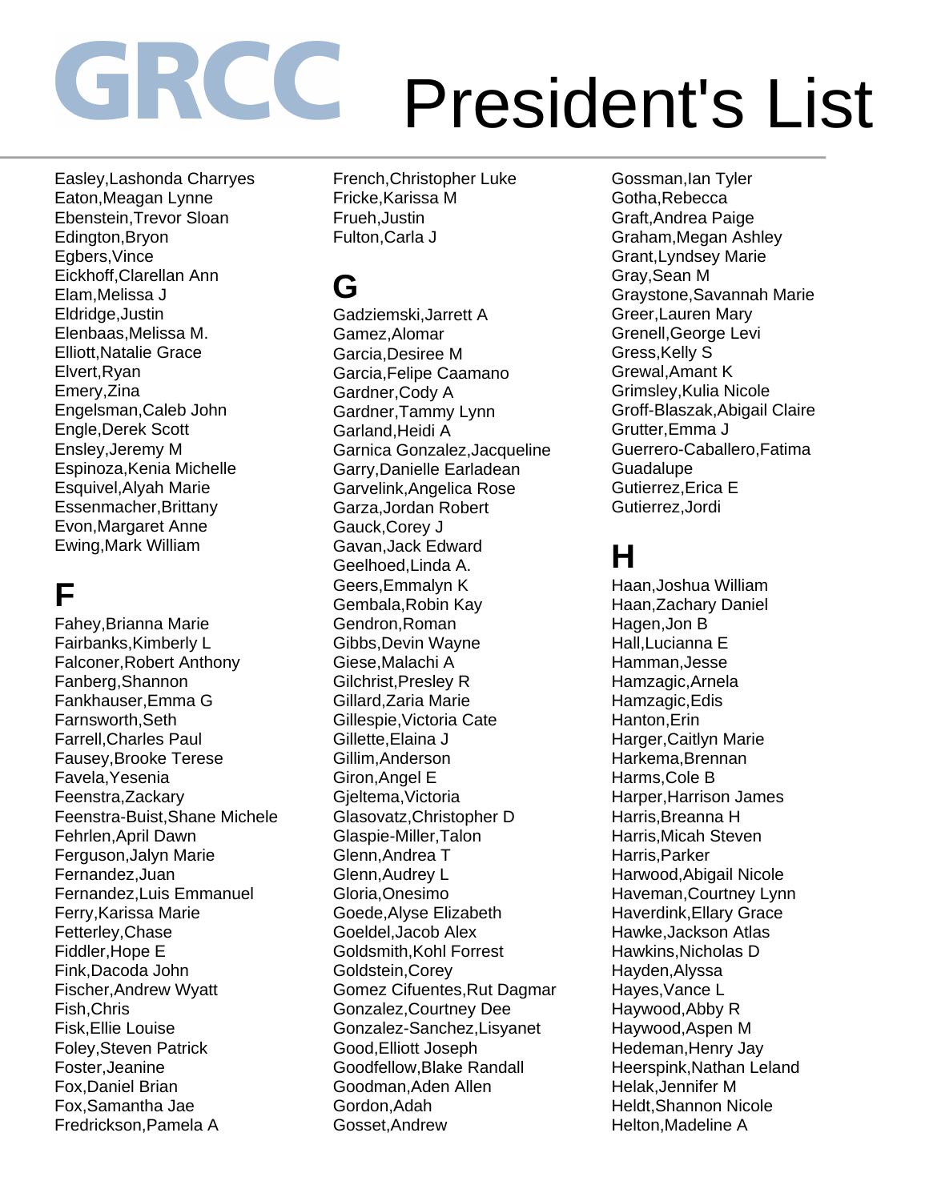# GRCC President's List

Easley,Lashonda Charryes
Eaton,Meagan Lynne
Ebenstein,Trevor Sloan
Edington,Bryon
Egbers,Vince
Eickhoff,Clarellan Ann
Elam,Melissa J
Eldridge,Justin
Elenbaas,Melissa M.
Elliott,Natalie Grace
Elvert,Ryan
Emery,Zina
Engelsman,Caleb John
Engle,Derek Scott
Ensley,Jeremy M
Espinoza,Kenia Michelle
Esquivel,Alyah Marie
Essenmacher,Brittany
Evon,Margaret Anne
Ewing,Mark William

## F

Fahey,Brianna Marie
Fairbanks,Kimberly L
Falconer,Robert Anthony
Fanberg,Shannon
Fankhauser,Emma G
Farnsworth,Seth
Farrell,Charles Paul
Fausey,Brooke Terese
Favela,Yesenia
Feenstra,Zackary
Feenstra-Buist,Shane Michele
Fehrlen,April Dawn
Ferguson,Jalyn Marie
Fernandez,Juan
Fernandez,Luis Emmanuel
Ferry,Karissa Marie
Fetterley,Chase
Fiddler,Hope E
Fink,Dacoda John
Fischer,Andrew Wyatt
Fish,Chris
Fisk,Ellie Louise
Foley,Steven Patrick
Foster,Jeanine
Fox,Daniel Brian
Fox,Samantha Jae
Fredrickson,Pamela A
French,Christopher Luke
Fricke,Karissa M
Frueh,Justin
Fulton,Carla J

## G

Gadziemski,Jarrett A
Gamez,Alomar
Garcia,Desiree M
Garcia,Felipe Caamano
Gardner,Cody A
Gardner,Tammy Lynn
Garland,Heidi A
Garnica Gonzalez,Jacqueline
Garry,Danielle Earladean
Garvelink,Angelica Rose
Garza,Jordan Robert
Gauck,Corey J
Gavan,Jack Edward
Geelhoed,Linda A.
Geers,Emmalyn K
Gembala,Robin Kay
Gendron,Roman
Gibbs,Devin Wayne
Giese,Malachi A
Gilchrist,Presley R
Gillard,Zaria Marie
Gillespie,Victoria Cate
Gillette,Elaina J
Gillim,Anderson
Giron,Angel E
Gjeltema,Victoria
Glasovatz,Christopher D
Glaspie-Miller,Talon
Glenn,Andrea T
Glenn,Audrey L
Gloria,Onesimo
Goede,Alyse Elizabeth
Goeldel,Jacob Alex
Goldsmith,Kohl Forrest
Goldstein,Corey
Gomez Cifuentes,Rut Dagmar
Gonzalez,Courtney Dee
Gonzalez-Sanchez,Lisyanet
Good,Elliott Joseph
Goodfellow,Blake Randall
Goodman,Aden Allen
Gordon,Adah
Gosset,Andrew
Gossman,Ian Tyler
Gotha,Rebecca
Graft,Andrea Paige
Graham,Megan Ashley
Grant,Lyndsey Marie
Gray,Sean M
Graystone,Savannah Marie
Greer,Lauren Mary
Grenell,George Levi
Gress,Kelly S
Grewal,Amant K
Grimsley,Kulia Nicole
Groff-Blaszak,Abigail Claire
Grutter,Emma J
Guerrero-Caballero,Fatima Guadalupe
Gutierrez,Erica E
Gutierrez,Jordi

## H

Haan,Joshua William
Haan,Zachary Daniel
Hagen,Jon B
Hall,Lucianna E
Hamman,Jesse
Hamzagic,Arnela
Hamzagic,Edis
Hanton,Erin
Harger,Caitlyn Marie
Harkema,Brennan
Harms,Cole B
Harper,Harrison James
Harris,Breanna H
Harris,Micah Steven
Harris,Parker
Harwood,Abigail Nicole
Haveman,Courtney Lynn
Haverdink,Ellary Grace
Hawke,Jackson Atlas
Hawkins,Nicholas D
Hayden,Alyssa
Hayes,Vance L
Haywood,Abby R
Haywood,Aspen M
Hedeman,Henry Jay
Heerspink,Nathan Leland
Helak,Jennifer M
Heldt,Shannon Nicole
Helton,Madeline A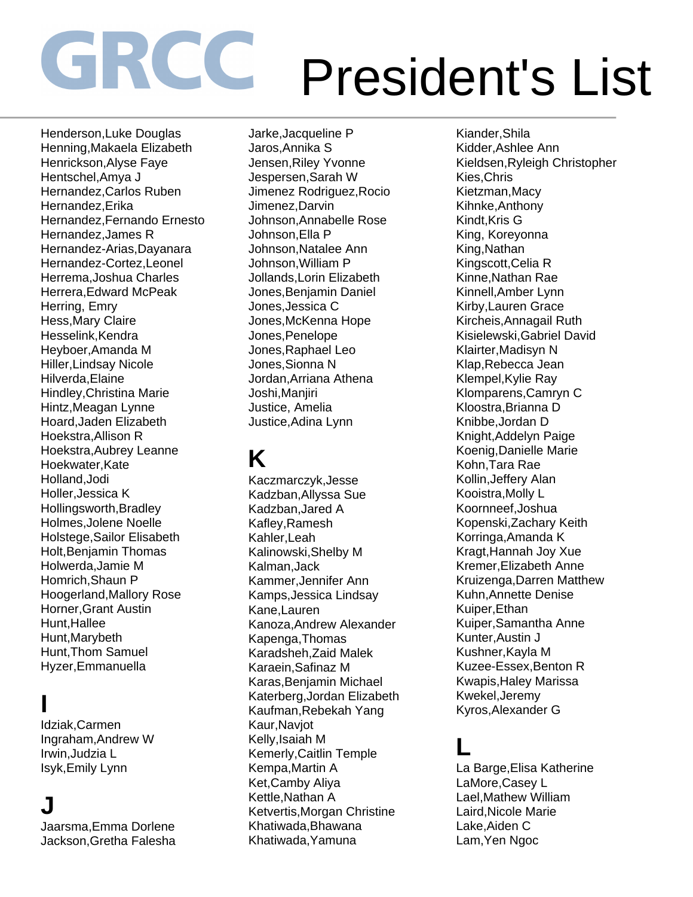# GRCC President's List

Henderson,Luke Douglas
Henning,Makaela Elizabeth
Henrickson,Alyse Faye
Hentschel,Amya J
Hernandez,Carlos Ruben
Hernandez,Erika
Hernandez,Fernando Ernesto
Hernandez,James R
Hernandez-Arias,Dayanara
Hernandez-Cortez,Leonel
Herrema,Joshua Charles
Herrera,Edward McPeak
Herring, Emry
Hess,Mary Claire
Hesselink,Kendra
Heyboer,Amanda M
Hiller,Lindsay Nicole
Hilverda,Elaine
Hindley,Christina Marie
Hintz,Meagan Lynne
Hoard,Jaden Elizabeth
Hoekstra,Allison R
Hoekstra,Aubrey Leanne
Hoekwater,Kate
Holland,Jodi
Holler,Jessica K
Hollingsworth,Bradley
Holmes,Jolene Noelle
Holstege,Sailor Elisabeth
Holt,Benjamin Thomas
Holwerda,Jamie M
Homrich,Shaun P
Hoogerland,Mallory Rose
Horner,Grant Austin
Hunt,Hallee
Hunt,Marybeth
Hunt,Thom Samuel
Hyzer,Emmanuella

## I

Idziak,Carmen
Ingraham,Andrew W
Irwin,Judzia L
Isyk,Emily Lynn

## J

Jaarsma,Emma Dorlene
Jackson,Gretha Falesha
Jarke,Jacqueline P
Jaros,Annika S
Jensen,Riley Yvonne
Jespersen,Sarah W
Jimenez Rodriguez,Rocio
Jimenez,Darvin
Johnson,Annabelle Rose
Johnson,Ella P
Johnson,Natalee Ann
Johnson,William P
Jollands,Lorin Elizabeth
Jones,Benjamin Daniel
Jones,Jessica C
Jones,McKenna Hope
Jones,Penelope
Jones,Raphael Leo
Jones,Sionna N
Jordan,Arriana Athena
Joshi,Manjiri
Justice, Amelia
Justice,Adina Lynn

## K

Kaczmarczyk,Jesse
Kadzban,Allyssa Sue
Kadzban,Jared A
Kafley,Ramesh
Kahler,Leah
Kalinowski,Shelby M
Kalman,Jack
Kammer,Jennifer Ann
Kamps,Jessica Lindsay
Kane,Lauren
Kanoza,Andrew Alexander
Kapenga,Thomas
Karadsheh,Zaid Malek
Karaein,Safinaz M
Karas,Benjamin Michael
Katerberg,Jordan Elizabeth
Kaufman,Rebekah Yang
Kaur,Navjot
Kelly,Isaiah M
Kemerly,Caitlin Temple
Kempa,Martin A
Ket,Camby Aliya
Kettle,Nathan A
Ketvertis,Morgan Christine
Khatiwada,Bhawana
Khatiwada,Yamuna
Kiander,Shila
Kidder,Ashlee Ann
Kieldsen,Ryleigh Christopher
Kies,Chris
Kietzman,Macy
Kihnke,Anthony
Kindt,Kris G
King, Koreyonna
King,Nathan
Kingscott,Celia R
Kinne,Nathan Rae
Kinnell,Amber Lynn
Kirby,Lauren Grace
Kircheis,Annagail Ruth
Kisielewski,Gabriel David
Klairter,Madisyn N
Klap,Rebecca Jean
Klempel,Kylie Ray
Klomparens,Camryn C
Kloostra,Brianna D
Knibbe,Jordan D
Knight,Addelyn Paige
Koenig,Danielle Marie
Kohn,Tara Rae
Kollin,Jeffery Alan
Kooistra,Molly L
Koornneef,Joshua
Kopenski,Zachary Keith
Korringa,Amanda K
Kragt,Hannah Joy Xue
Kremer,Elizabeth Anne
Kruizenga,Darren Matthew
Kuhn,Annette Denise
Kuiper,Ethan
Kuiper,Samantha Anne
Kunter,Austin J
Kushner,Kayla M
Kuzee-Essex,Benton R
Kwapis,Haley Marissa
Kwekel,Jeremy
Kyros,Alexander G

## L

La Barge,Elisa Katherine
LaMore,Casey L
Lael,Mathew William
Laird,Nicole Marie
Lake,Aiden C
Lam,Yen Ngoc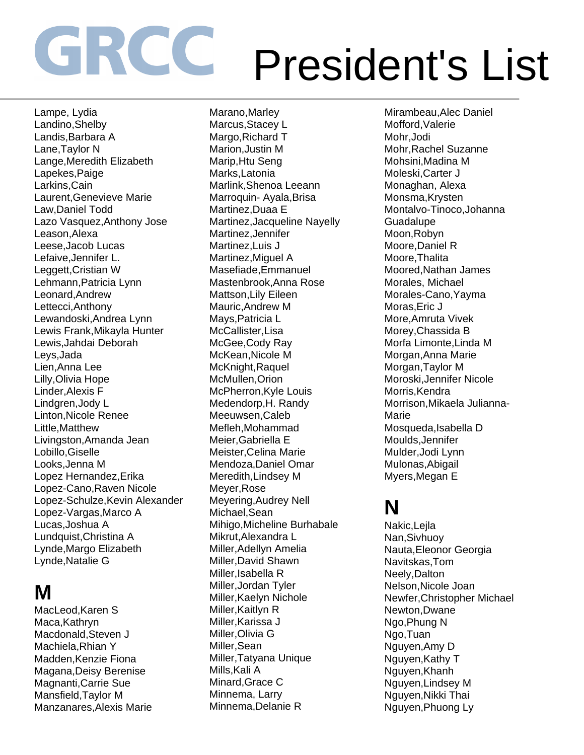# GRCC President's List

Lampe, Lydia
Landino,Shelby
Landis,Barbara A
Lane,Taylor N
Lange,Meredith Elizabeth
Lapekes,Paige
Larkins,Cain
Laurent,Genevieve Marie
Law,Daniel Todd
Lazo Vasquez,Anthony Jose
Leason,Alexa
Leese,Jacob Lucas
Lefaive,Jennifer L.
Leggett,Cristian W
Lehmann,Patricia Lynn
Leonard,Andrew
Lettecci,Anthony
Lewandoski,Andrea Lynn
Lewis Frank,Mikayla Hunter
Lewis,Jahdai Deborah
Leys,Jada
Lien,Anna Lee
Lilly,Olivia Hope
Linder,Alexis F
Lindgren,Jody L
Linton,Nicole Renee
Little,Matthew
Livingston,Amanda Jean
Lobillo,Giselle
Looks,Jenna M
Lopez Hernandez,Erika
Lopez-Cano,Raven Nicole
Lopez-Schulze,Kevin Alexander
Lopez-Vargas,Marco A
Lucas,Joshua A
Lundquist,Christina A
Lynde,Margo Elizabeth
Lynde,Natalie G

## M

MacLeod,Karen S
Maca,Kathryn
Macdonald,Steven J
Machiela,Rhian Y
Madden,Kenzie Fiona
Magana,Deisy Berenise
Magnanti,Carrie Sue
Mansfield,Taylor M
Manzanares,Alexis Marie
Marano,Marley
Marcus,Stacey L
Margo,Richard T
Marion,Justin M
Marip,Htu Seng
Marks,Latonia
Marlink,Shenoa Leeann
Marroquin- Ayala,Brisa
Martinez,Duaa E
Martinez,Jacqueline Nayelly
Martinez,Jennifer
Martinez,Luis J
Martinez,Miguel A
Masefiade,Emmanuel
Mastenbrook,Anna Rose
Mattson,Lily Eileen
Mauric,Andrew M
Mays,Patricia L
McCallister,Lisa
McGee,Cody Ray
McKean,Nicole M
McKnight,Raquel
McMullen,Orion
McPherron,Kyle Louis
Medendorp,H. Randy
Meeuwsen,Caleb
Mefleh,Mohammad
Meier,Gabriella E
Meister,Celina Marie
Mendoza,Daniel Omar
Meredith,Lindsey M
Meyer,Rose
Meyering,Audrey Nell
Michael,Sean
Mihigo,Micheline Burhabale
Mikrut,Alexandra L
Miller,Adellyn Amelia
Miller,David Shawn
Miller,Isabella R
Miller,Jordan Tyler
Miller,Kaelyn Nichole
Miller,Kaitlyn R
Miller,Karissa J
Miller,Olivia G
Miller,Sean
Miller,Tatyana Unique
Mills,Kali A
Minard,Grace C
Minnema, Larry
Minnema,Delanie R
Mirambeau,Alec Daniel
Mofford,Valerie
Mohr,Jodi
Mohr,Rachel Suzanne
Mohsini,Madina M
Moleski,Carter J
Monaghan, Alexa
Monsma,Krysten
Montalvo-Tinoco,Johanna Guadalupe
Moon,Robyn
Moore,Daniel R
Moore,Thalita
Moored,Nathan James
Morales, Michael
Morales-Cano,Yayma
Moras,Eric J
More,Amruta Vivek
Morey,Chassida B
Morfa Limonte,Linda M
Morgan,Anna Marie
Morgan,Taylor M
Moroski,Jennifer Nicole
Morris,Kendra
Morrison,Mikaela Julianna-Marie
Mosqueda,Isabella D
Moulds,Jennifer
Mulder,Jodi Lynn
Mulonas,Abigail
Myers,Megan E

## N

Nakic,Lejla
Nan,Sivhuoy
Nauta,Eleonor Georgia
Navitskas,Tom
Neely,Dalton
Nelson,Nicole Joan
Newfer,Christopher Michael
Newton,Dwane
Ngo,Phung N
Ngo,Tuan
Nguyen,Amy D
Nguyen,Kathy T
Nguyen,Khanh
Nguyen,Lindsey M
Nguyen,Nikki Thai
Nguyen,Phuong Ly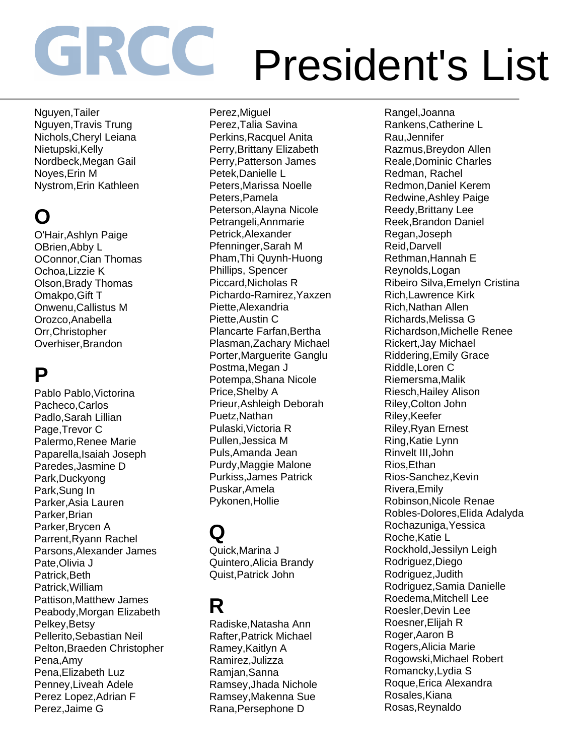# GRCC President's List

Nguyen,Tailer
Nguyen,Travis Trung
Nichols,Cheryl Leiana
Nietupski,Kelly
Nordbeck,Megan Gail
Noyes,Erin M
Nystrom,Erin Kathleen

## O

O'Hair,Ashlyn Paige
OBrien,Abby L
OConnor,Cian Thomas
Ochoa,Lizzie K
Olson,Brady Thomas
Omakpo,Gift T
Onwenu,Callistus M
Orozco,Anabella
Orr,Christopher
Overhiser,Brandon

## P

Pablo Pablo,Victorina
Pacheco,Carlos
Padlo,Sarah Lillian
Page,Trevor C
Palermo,Renee Marie
Paparella,Isaiah Joseph
Paredes,Jasmine D
Park,Duckyong
Park,Sung In
Parker,Asia Lauren
Parker,Brian
Parker,Brycen A
Parrent,Ryann Rachel
Parsons,Alexander James
Pate,Olivia J
Patrick,Beth
Patrick,William
Pattison,Matthew James
Peabody,Morgan Elizabeth
Pelkey,Betsy
Pellerito,Sebastian Neil
Pelton,Braeden Christopher
Pena,Amy
Pena,Elizabeth Luz
Penney,Liveah Adele
Perez Lopez,Adrian F
Perez,Jaime G
Perez,Miguel
Perez,Talia Savina
Perkins,Racquel Anita
Perry,Brittany Elizabeth
Perry,Patterson James
Petek,Danielle L
Peters,Marissa Noelle
Peters,Pamela
Peterson,Alayna Nicole
Petrangeli,Annmarie
Petrick,Alexander
Pfenninger,Sarah M
Pham,Thi Quynh-Huong
Phillips, Spencer
Piccard,Nicholas R
Pichardo-Ramirez,Yaxzen
Piette,Alexandria
Piette,Austin C
Plancarte Farfan,Bertha
Plasman,Zachary Michael
Porter,Marguerite Ganglu
Postma,Megan J
Potempa,Shana Nicole
Price,Shelby A
Prieur,Ashleigh Deborah
Puetz,Nathan
Pulaski,Victoria R
Pullen,Jessica M
Puls,Amanda Jean
Purdy,Maggie Malone
Purkiss,James Patrick
Puskar,Amela
Pykonen,Hollie

## Q

Quick,Marina J
Quintero,Alicia Brandy
Quist,Patrick John

## R

Radiske,Natasha Ann
Rafter,Patrick Michael
Ramey,Kaitlyn A
Ramirez,Julizza
Ramjan,Sanna
Ramsey,Jhada Nichole
Ramsey,Makenna Sue
Rana,Persephone D
Rangel,Joanna
Rankens,Catherine L
Rau,Jennifer
Razmus,Breydon Allen
Reale,Dominic Charles
Redman, Rachel
Redmon,Daniel Kerem
Redwine,Ashley Paige
Reedy,Brittany Lee
Reek,Brandon Daniel
Regan,Joseph
Reid,Darvell
Rethman,Hannah E
Reynolds,Logan
Ribeiro Silva,Emelyn Cristina
Rich,Lawrence Kirk
Rich,Nathan Allen
Richards,Melissa G
Richardson,Michelle Renee
Rickert,Jay Michael
Riddering,Emily Grace
Riddle,Loren C
Riemersma,Malik
Riesch,Hailey Alison
Riley,Colton John
Riley,Keefer
Riley,Ryan Ernest
Ring,Katie Lynn
Rinvelt III,John
Rios,Ethan
Rios-Sanchez,Kevin
Rivera,Emily
Robinson,Nicole Renae
Robles-Dolores,Elida Adalyda
Rochazuniga,Yessica
Roche,Katie L
Rockhold,Jessilyn Leigh
Rodriguez,Diego
Rodriguez,Judith
Rodriguez,Samia Danielle
Roedema,Mitchell Lee
Roesler,Devin Lee
Roesner,Elijah R
Roger,Aaron B
Rogers,Alicia Marie
Rogowski,Michael Robert
Romancky,Lydia S
Roque,Erica Alexandra
Rosales,Kiana
Rosas,Reynaldo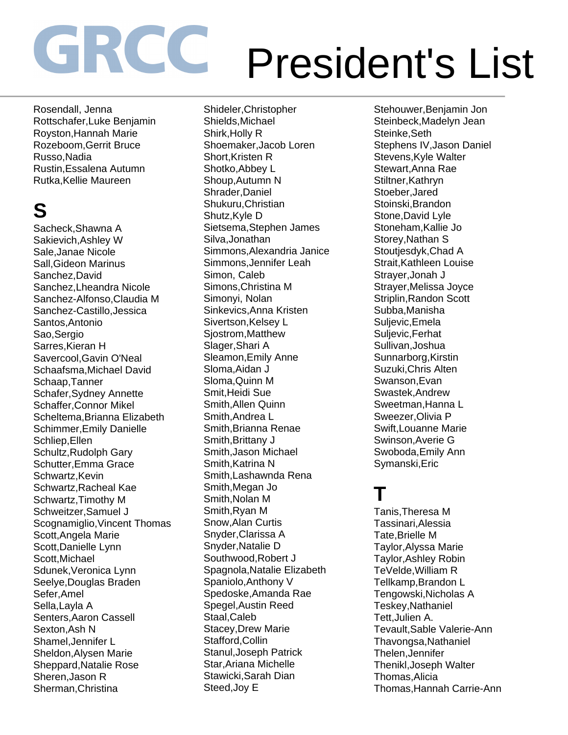# GRCC President's List

Rosendall, Jenna
Rottschafer,Luke Benjamin
Royston,Hannah Marie
Rozeboom,Gerrit Bruce
Russo,Nadia
Rustin,Essalena Autumn
Rutka,Kellie Maureen

## S

Sacheck,Shawna A
Sakievich,Ashley W
Sale,Janae Nicole
Sall,Gideon Marinus
Sanchez,David
Sanchez,Lheandra Nicole
Sanchez-Alfonso,Claudia M
Sanchez-Castillo,Jessica
Santos,Antonio
Sao,Sergio
Sarres,Kieran H
Savercool,Gavin O'Neal
Schaafsma,Michael David
Schaap,Tanner
Schafer,Sydney Annette
Schaffer,Connor Mikel
Scheltema,Brianna Elizabeth
Schimmer,Emily Danielle
Schliep,Ellen
Schultz,Rudolph Gary
Schutter,Emma Grace
Schwartz,Kevin
Schwartz,Racheal Kae
Schwartz,Timothy M
Schweitzer,Samuel J
Scognamiglio,Vincent Thomas
Scott,Angela Marie
Scott,Danielle Lynn
Scott,Michael
Sdunek,Veronica Lynn
Seelye,Douglas Braden
Sefer,Amel
Sella,Layla A
Senters,Aaron Cassell
Sexton,Ash N
Shamel,Jennifer L
Sheldon,Alysen Marie
Sheppard,Natalie Rose
Sheren,Jason R
Sherman,Christina
Shideler,Christopher
Shields,Michael
Shirk,Holly R
Shoemaker,Jacob Loren
Short,Kristen R
Shotko,Abbey L
Shoup,Autumn N
Shrader,Daniel
Shukuru,Christian
Shutz,Kyle D
Sietsema,Stephen James
Silva,Jonathan
Simmons,Alexandria Janice
Simmons,Jennifer Leah
Simon, Caleb
Simons,Christina M
Simonyi, Nolan
Sinkevics,Anna Kristen
Sivertson,Kelsey L
Sjostrom,Matthew
Slager,Shari A
Sleamon,Emily Anne
Sloma,Aidan J
Sloma,Quinn M
Smit,Heidi Sue
Smith,Allen Quinn
Smith,Andrea L
Smith,Brianna Renae
Smith,Brittany J
Smith,Jason Michael
Smith,Katrina N
Smith,Lashawnda Rena
Smith,Megan Jo
Smith,Nolan M
Smith,Ryan M
Snow,Alan Curtis
Snyder,Clarissa A
Snyder,Natalie D
Southwood,Robert J
Spagnola,Natalie Elizabeth
Spaniolo,Anthony V
Spedoske,Amanda Rae
Spegel,Austin Reed
Staal,Caleb
Stacey,Drew Marie
Stafford,Collin
Stanul,Joseph Patrick
Star,Ariana Michelle
Stawicki,Sarah Dian
Steed,Joy E
Stehouwer,Benjamin Jon
Steinbeck,Madelyn Jean
Steinke,Seth
Stephens IV,Jason Daniel
Stevens,Kyle Walter
Stewart,Anna Rae
Stiltner,Kathryn
Stoeber,Jared
Stoinski,Brandon
Stone,David Lyle
Stoneham,Kallie Jo
Storey,Nathan S
Stoutjesdyk,Chad A
Strait,Kathleen Louise
Strayer,Jonah J
Strayer,Melissa Joyce
Striplin,Randon Scott
Subba,Manisha
Suljevic,Emela
Suljevic,Ferhat
Sullivan,Joshua
Sunnarborg,Kirstin
Suzuki,Chris Alten
Swanson,Evan
Swastek,Andrew
Sweetman,Hanna L
Sweezer,Olivia P
Swift,Louanne Marie
Swinson,Averie G
Swoboda,Emily Ann
Symanski,Eric

## T

Tanis,Theresa M
Tassinari,Alessia
Tate,Brielle M
Taylor,Alyssa Marie
Taylor,Ashley Robin
TeVelde,William R
Tellkamp,Brandon L
Tengowski,Nicholas A
Teskey,Nathaniel
Tett,Julien A.
Tevault,Sable Valerie-Ann
Thavongsa,Nathaniel
Thelen,Jennifer
Thenikl,Joseph Walter
Thomas,Alicia
Thomas,Hannah Carrie-Ann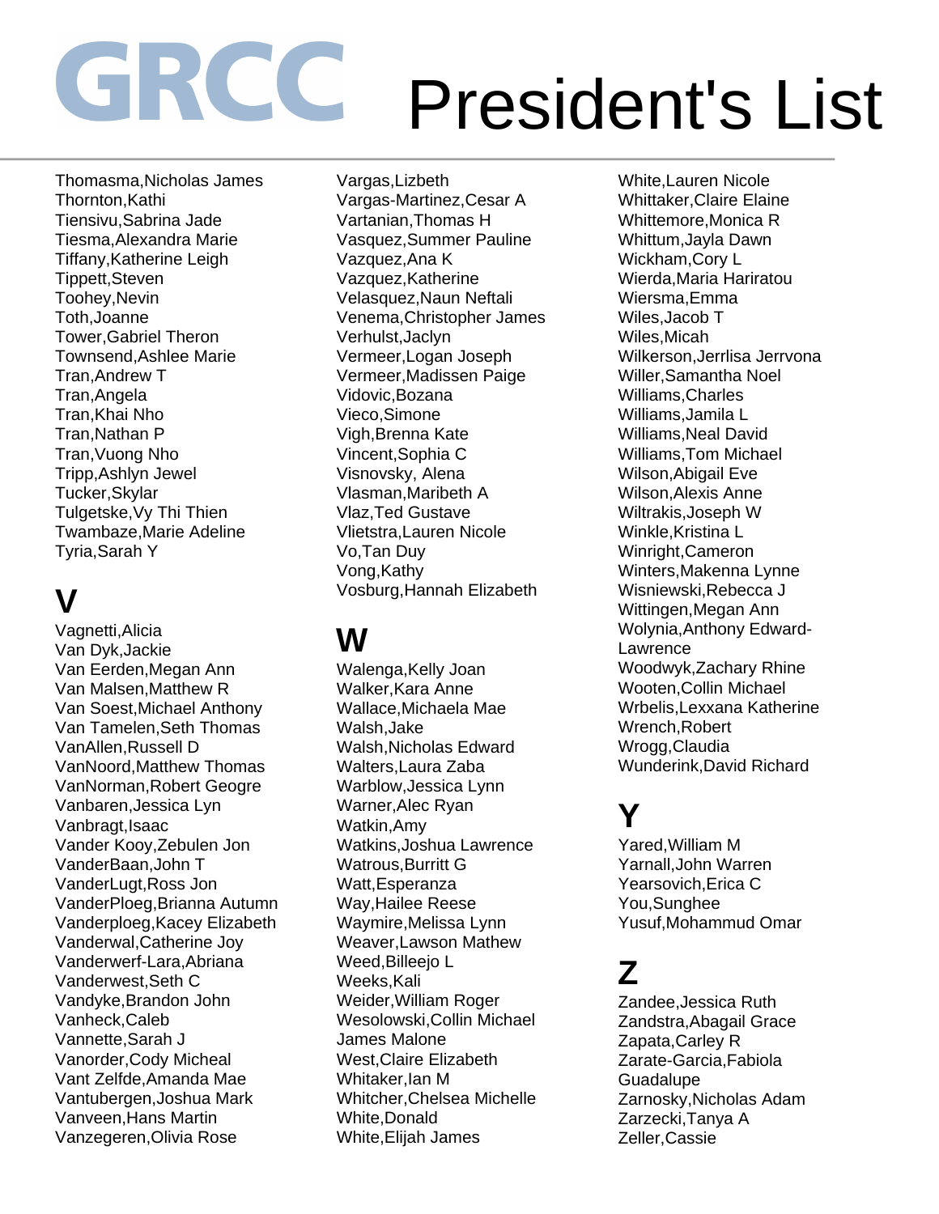# GRCC President's List

Thomasma,Nicholas James
Thornton,Kathi
Tiensivu,Sabrina Jade
Tiesma,Alexandra Marie
Tiffany,Katherine Leigh
Tippett,Steven
Toohey,Nevin
Toth,Joanne
Tower,Gabriel Theron
Townsend,Ashlee Marie
Tran,Andrew T
Tran,Angela
Tran,Khai Nho
Tran,Nathan P
Tran,Vuong Nho
Tripp,Ashlyn Jewel
Tucker,Skylar
Tulgetske,Vy Thi Thien
Twambaze,Marie Adeline
Tyria,Sarah Y

## V

Vagnetti,Alicia
Van Dyk,Jackie
Van Eerden,Megan Ann
Van Malsen,Matthew R
Van Soest,Michael Anthony
Van Tamelen,Seth Thomas
VanAllen,Russell D
VanNoord,Matthew Thomas
VanNorman,Robert Geogre
Vanbaren,Jessica Lyn
Vanbragt,Isaac
Vander Kooy,Zebulen Jon
VanderBaan,John T
VanderLugt,Ross Jon
VanderPloeg,Brianna Autumn
Vanderploeg,Kacey Elizabeth
Vanderwal,Catherine Joy
Vanderwerf-Lara,Abriana
Vanderwest,Seth C
Vandyke,Brandon John
Vanheck,Caleb
Vannette,Sarah J
Vanorder,Cody Micheal
Vant Zelfde,Amanda Mae
Vantubergen,Joshua Mark
Vanveen,Hans Martin
Vanzegeren,Olivia Rose
Vargas,Lizbeth
Vargas-Martinez,Cesar A
Vartanian,Thomas H
Vasquez,Summer Pauline
Vazquez,Ana K
Vazquez,Katherine
Velasquez,Naun Neftali
Venema,Christopher James
Verhulst,Jaclyn
Vermeer,Logan Joseph
Vermeer,Madissen Paige
Vidovic,Bozana
Vieco,Simone
Vigh,Brenna Kate
Vincent,Sophia C
Visnovsky, Alena
Vlasman,Maribeth A
Vlaz,Ted Gustave
Vlietstra,Lauren Nicole
Vo,Tan Duy
Vong,Kathy
Vosburg,Hannah Elizabeth

## W

Walenga,Kelly Joan
Walker,Kara Anne
Wallace,Michaela Mae
Walsh,Jake
Walsh,Nicholas Edward
Walters,Laura Zaba
Warblow,Jessica Lynn
Warner,Alec Ryan
Watkin,Amy
Watkins,Joshua Lawrence
Watrous,Burritt G
Watt,Esperanza
Way,Hailee Reese
Waymire,Melissa Lynn
Weaver,Lawson Mathew
Weed,Billeejo L
Weeks,Kali
Weider,William Roger
Wesolowski,Collin Michael James Malone
West,Claire Elizabeth
Whitaker,Ian M
Whitcher,Chelsea Michelle
White,Donald
White,Elijah James
White,Lauren Nicole
Whittaker,Claire Elaine
Whittemore,Monica R
Whittum,Jayla Dawn
Wickham,Cory L
Wierda,Maria Hariratou
Wiersma,Emma
Wiles,Jacob T
Wiles,Micah
Wilkerson,Jerrlisa Jerrvona
Willer,Samantha Noel
Williams,Charles
Williams,Jamila L
Williams,Neal David
Williams,Tom Michael
Wilson,Abigail Eve
Wilson,Alexis Anne
Wiltrakis,Joseph W
Winkle,Kristina L
Winright,Cameron
Winters,Makenna Lynne
Wisniewski,Rebecca J
Wittingen,Megan Ann
Wolynia,Anthony Edward-Lawrence
Woodwyk,Zachary Rhine
Wooten,Collin Michael
Wrbelis,Lexxana Katherine
Wrench,Robert
Wrogg,Claudia
Wunderink,David Richard

## Y

Yared,William M
Yarnall,John Warren
Yearsovich,Erica C
You,Sunghee
Yusuf,Mohammud Omar

## Z

Zandee,Jessica Ruth
Zandstra,Abagail Grace
Zapata,Carley R
Zarate-Garcia,Fabiola Guadalupe
Zarnosky,Nicholas Adam
Zarzecki,Tanya A
Zeller,Cassie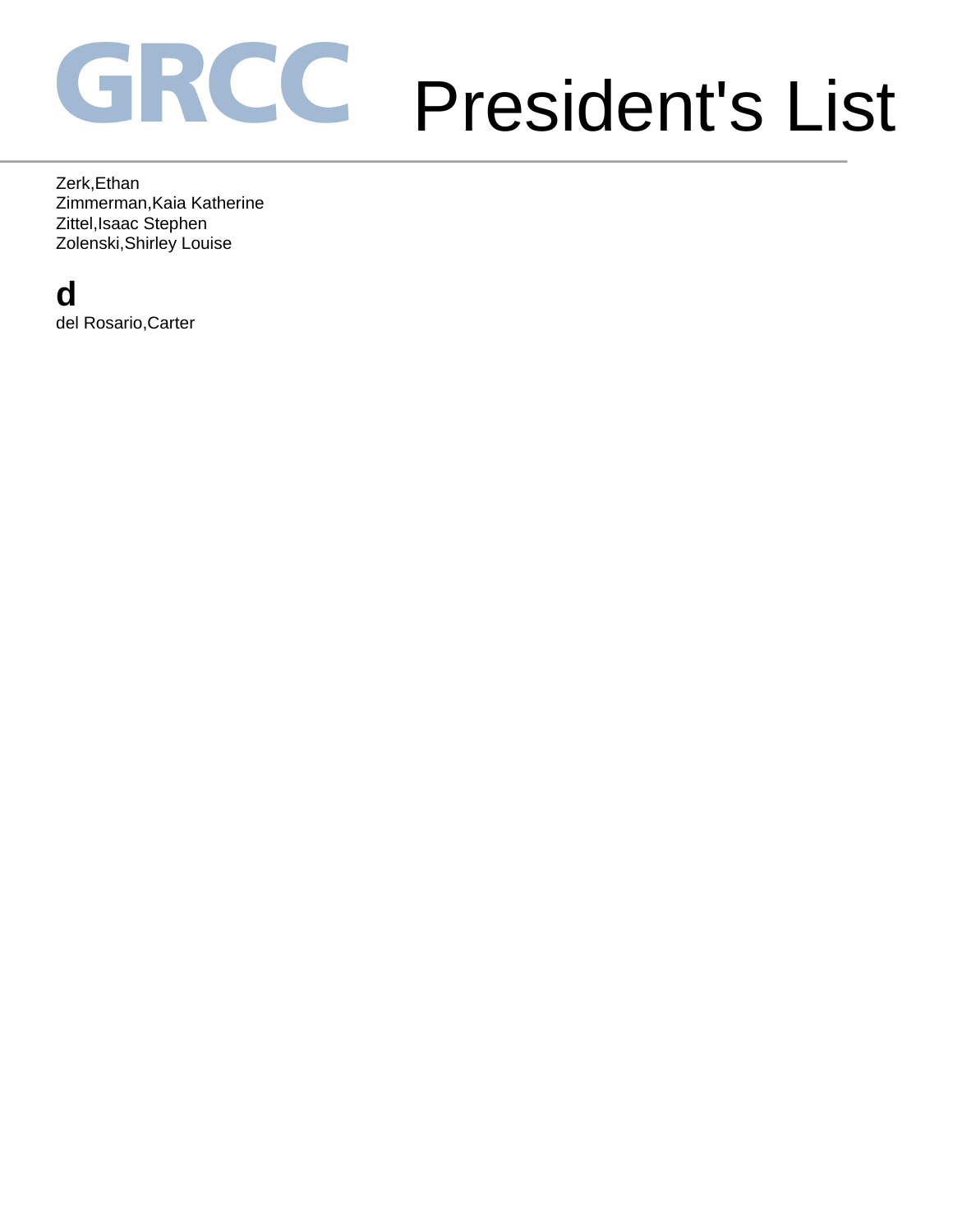# GRCC President's List

Zerk,Ethan
Zimmerman,Kaia Katherine
Zittel,Isaac Stephen
Zolenski,Shirley Louise

## d

del Rosario,Carter